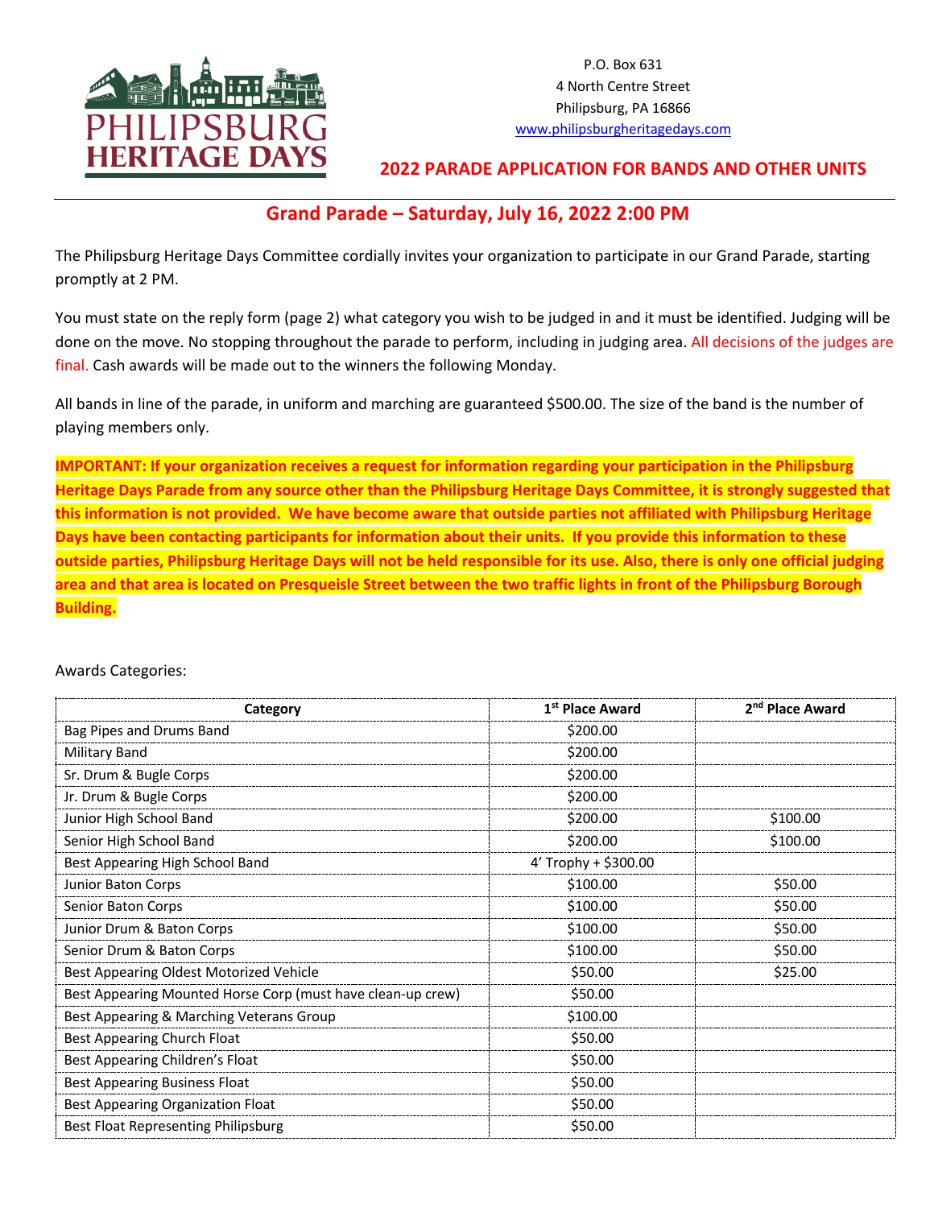PHILIPSBURG HERITAGE DAYS

P.O. Box 631
4 North Centre Street
Philipsburg, PA 16866
www.philipsburgheritagedays.com

## 2022 PARADE APPLICATION FOR BANDS AND OTHER UNITS

# Grand Parade – Saturday, July 16, 2022 2:00 PM

The Philipsburg Heritage Days Committee cordially invites your organization to participate in our Grand Parade, starting promptly at 2 PM.

You must state on the reply form (page 2) what category you wish to be judged in and it must be identified. Judging will be done on the move. No stopping throughout the parade to perform, including in judging area. All decisions of the judges are final. Cash awards will be made out to the winners the following Monday.

All bands in line of the parade, in uniform and marching are guaranteed $500.00. The size of the band is the number of playing members only.

**IMPORTANT: If your organization receives a request for information regarding your participation in the Philipsburg Heritage Days Parade from any source other than the Philipsburg Heritage Days Committee, it is strongly suggested that this information is not provided. We have become aware that outside parties not affiliated with Philipsburg Heritage Days have been contacting participants for information about their units. If you provide this information to these outside parties, Philipsburg Heritage Days will not be held responsible for its use. Also, there is only one official judging area and that area is located on Presqueisle Street between the two traffic lights in front of the Philipsburg Borough Building.**

Awards Categories:

| Category | 1st Place Award | 2nd Place Award |
|---|---|---|
| Bag Pipes and Drums Band | $200.00 | |
| Military Band | $200.00 | |
| Sr. Drum & Bugle Corps | $200.00 | |
| Jr. Drum & Bugle Corps | $200.00 | |
| Junior High School Band | $200.00 | $100.00 |
| Senior High School Band | $200.00 | $100.00 |
| Best Appearing High School Band | 4' Trophy + $300.00 | |
| Junior Baton Corps | $100.00 | $50.00 |
| Senior Baton Corps | $100.00 | $50.00 |
| Junior Drum & Baton Corps | $100.00 | $50.00 |
| Senior Drum & Baton Corps | $100.00 | $50.00 |
| Best Appearing Oldest Motorized Vehicle | $50.00 | $25.00 |
| Best Appearing Mounted Horse Corp (must have clean-up crew) | $50.00 | |
| Best Appearing & Marching Veterans Group | $100.00 | |
| Best Appearing Church Float | $50.00 | |
| Best Appearing Children's Float | $50.00 | |
| Best Appearing Business Float | $50.00 | |
| Best Appearing Organization Float | $50.00 | |
| Best Float Representing Philipsburg | $50.00 | |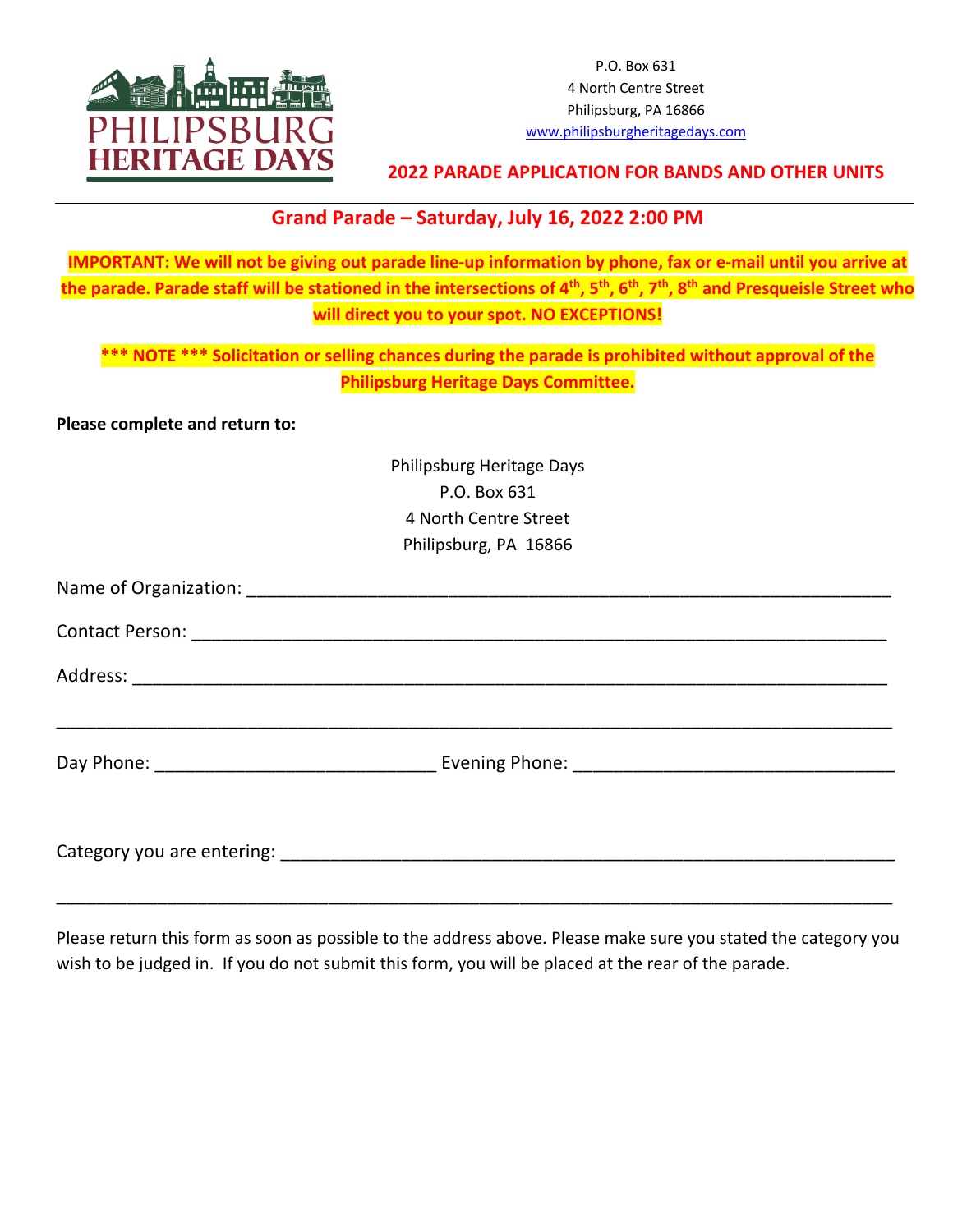PHILIPSBURG HERITAGE DAYS

P.O. Box 631
4 North Centre Street
Philipsburg, PA 16866
www.philipsburgheritagedays.com

**2022 PARADE APPLICATION FOR BANDS AND OTHER UNITS**

## Grand Parade – Saturday, July 16, 2022 2:00 PM

**IMPORTANT: We will not be giving out parade line-up information by phone, fax or e-mail until you arrive at the parade. Parade staff will be stationed in the intersections of 4th, 5th, 6th, 7th, 8th and Presqueisle Street who will direct you to your spot. NO EXCEPTIONS!**

**\*\*\* NOTE \*\*\* Solicitation or selling chances during the parade is prohibited without approval of the Philipsburg Heritage Days Committee.**

**Please complete and return to:**

Philipsburg Heritage Days
P.O. Box 631
4 North Centre Street
Philipsburg, PA 16866

Name of Organization: ______________________________________________________________

Contact Person: ___________________________________________________________________

Address: _________________________________________________________________________

_________________________________________________________________________________

Day Phone: ___________________________ Evening Phone: _______________________________

Category you are entering: __________________________________________________________

_________________________________________________________________________________

Please return this form as soon as possible to the address above. Please make sure you stated the category you wish to be judged in. If you do not submit this form, you will be placed at the rear of the parade.